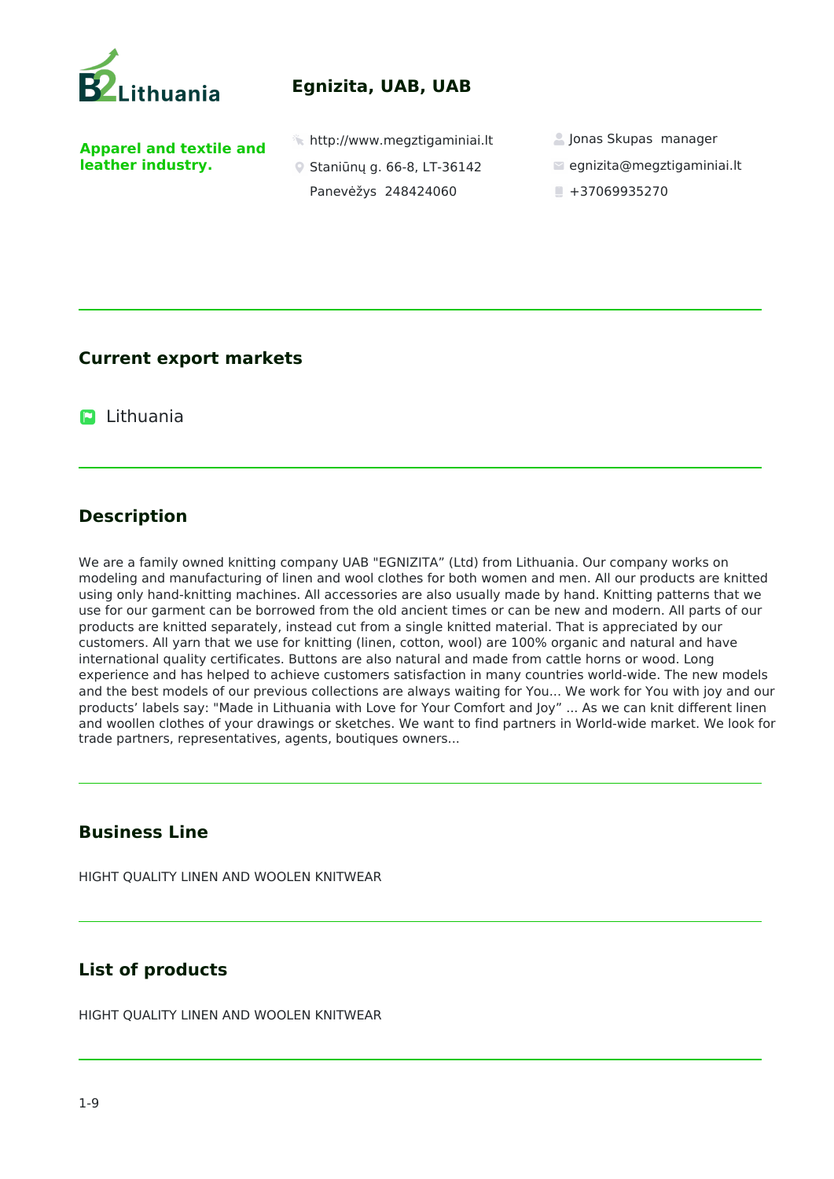# Egnizita, UAB, UAB

**Apparel and textile and leather industry.**

http://www.megztigaminiai.lt

Staniūnų g. 66-8, LT-36142

Panevėžys 248424060

Jonas Skupas manager

egnizita@megztigaminiai.lt

+37069935270

## Current export markets

Lithuania

## Description

We are a family owned knitting company UAB "EGNIZITA" (Ltd) from Lithuania. Our company works on modeling and manufacturing of linen and wool clothes for both women and men. All our products are knitted using only hand-knitting machines. All accessories are also usually made by hand. Knitting patterns that we use for our garment can be borrowed from the old ancient times or can be new and modern. All parts of our products are knitted separately, instead cut from a single knitted material. That is appreciated by our customers. All yarn that we use for knitting (linen, cotton, wool) are 100% organic and natural and have international quality certificates. Buttons are also natural and made from cattle horns or wood. Long experience and has helped to achieve customers satisfaction in many countries world-wide. The new models and the best models of our previous collections are always waiting for You... We work for You with joy and our products' labels say: "Made in Lithuania with Love for Your Comfort and Joy" ... As we can knit different linen and woollen clothes of your drawings or sketches. We want to find partners in World-wide market. We look for trade partners, representatives, agents, boutiques owners...

## Business Line

HIGHT QUALITY LINEN AND WOOLEN KNITWEAR

## List of products

HIGHT QUALITY LINEN AND WOOLEN KNITWEAR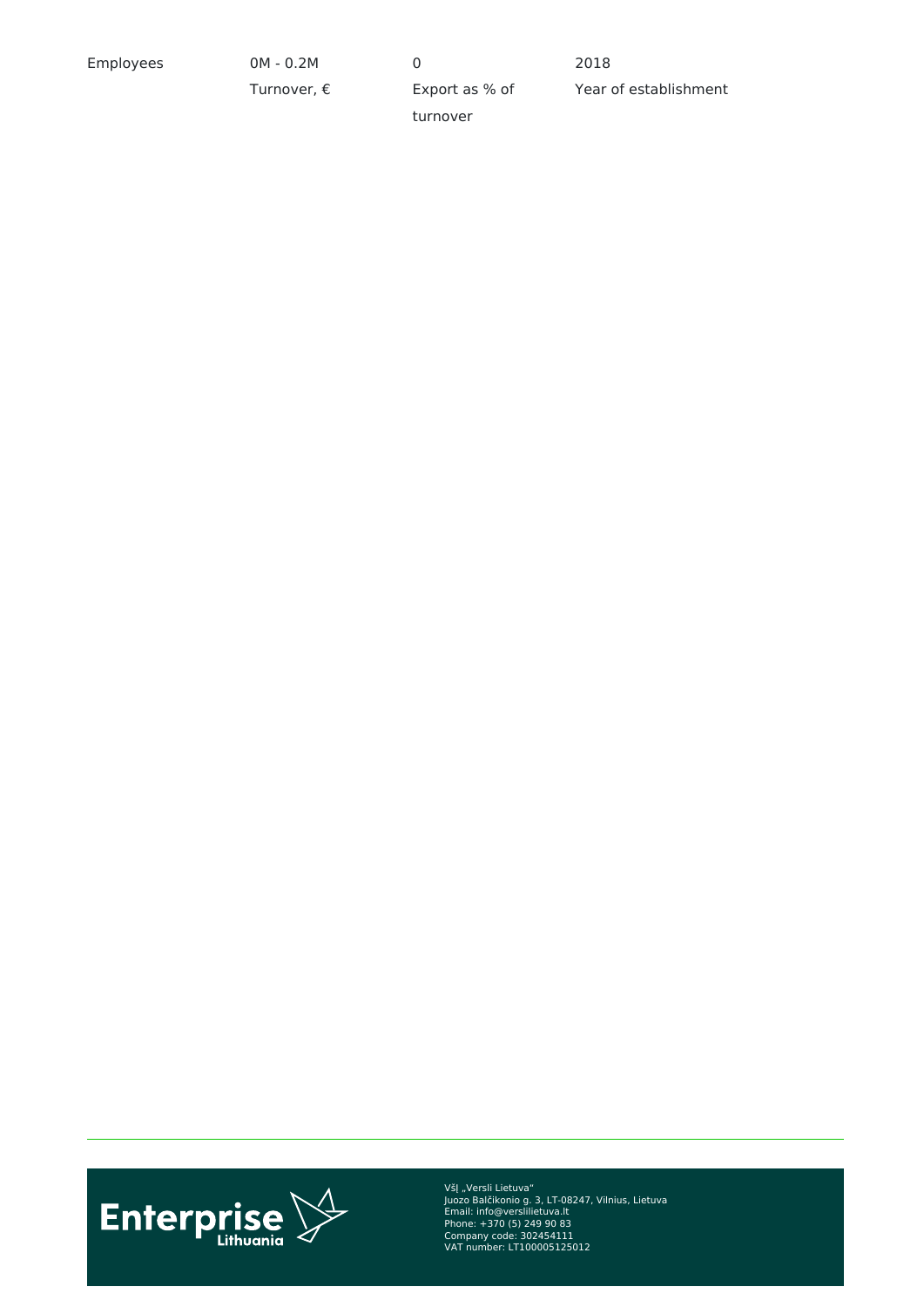| | | | |
|---|---|---|---|
| Employees | 0M - 0.2M | 0 | 2018 |
| | Turnover, € | Export as % of turnover | Year of establishment |

VšĮ „Versli Lietuva"
Juozo Balčikonio g. 3, LT-08247, Vilnius, Lietuva
Email: info@verslilietuva.lt
Phone: +370 (5) 249 90 83
Company code: 302454111
VAT number: LT100005125012